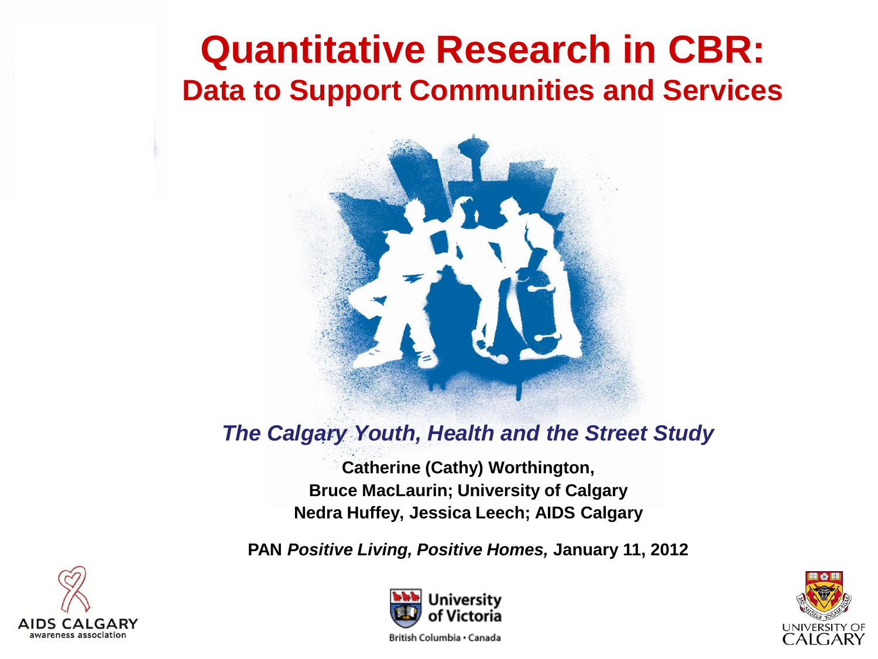# Quantitative Research in CBR:

## Data to Support Communities and Services

*The Calgary Youth, Health and the Street Study*

**Catherine (Cathy) Worthington,**
**Bruce MacLaurin; University of Calgary**
**Nedra Huffey, Jessica Leech; AIDS Calgary**

**PAN *Positive Living, Positive Homes,* January 11, 2012**

AIDS CALGARY awareness association

University of Victoria
British Columbia • Canada

UNIVERSITY OF CALGARY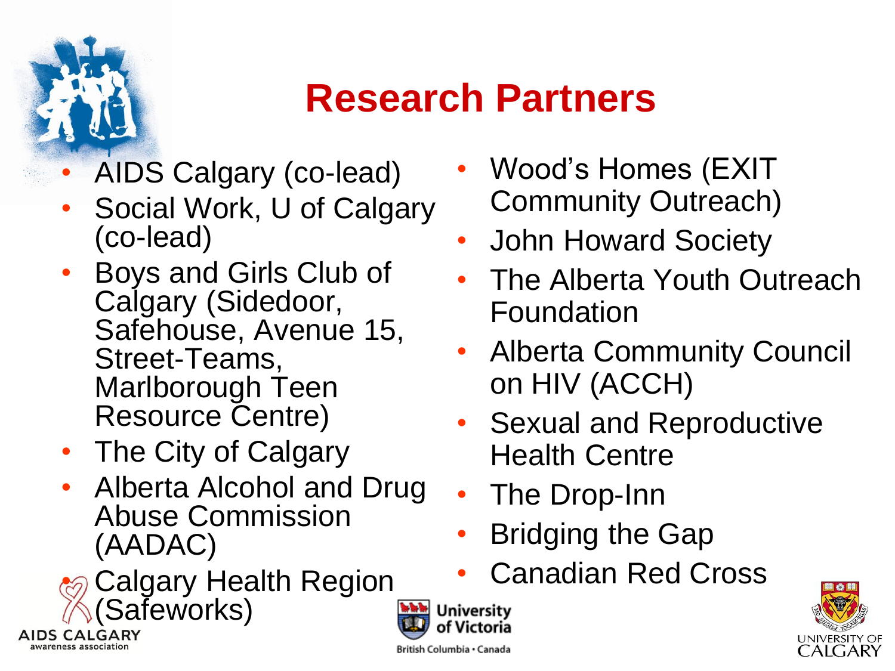# Research Partners

- AIDS Calgary (co-lead)
- Social Work, U of Calgary (co-lead)
- Boys and Girls Club of Calgary (Sidedoor, Safehouse, Avenue 15, Street-Teams, Marlborough Teen Resource Centre)
- The City of Calgary
- Alberta Alcohol and Drug Abuse Commission (AADAC)
- Calgary Health Region (Safeworks)
- Wood's Homes (EXIT Community Outreach)
- John Howard Society
- The Alberta Youth Outreach Foundation
- Alberta Community Council on HIV (ACCH)
- Sexual and Reproductive Health Centre
- The Drop-Inn
- Bridging the Gap
- Canadian Red Cross

AIDS CALGARY awareness association

University of Victoria
British Columbia • Canada

UNIVERSITY OF CALGARY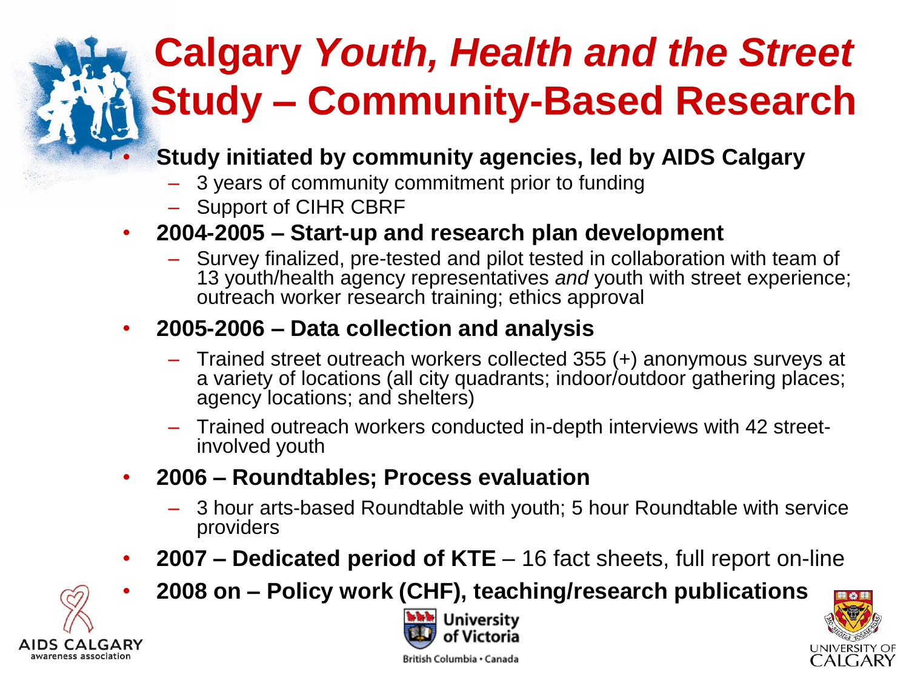# Calgary *Youth, Health and the Street* Study – Community-Based Research

- **Study initiated by community agencies, led by AIDS Calgary**
  - 3 years of community commitment prior to funding
  - Support of CIHR CBRF
- **2004-2005 – Start-up and research plan development**
  - Survey finalized, pre-tested and pilot tested in collaboration with team of 13 youth/health agency representatives *and* youth with street experience; outreach worker research training; ethics approval
- **2005-2006 – Data collection and analysis**
  - Trained street outreach workers collected 355 (+) anonymous surveys at a variety of locations (all city quadrants; indoor/outdoor gathering places; agency locations; and shelters)
  - Trained outreach workers conducted in-depth interviews with 42 street-involved youth
- **2006 – Roundtables; Process evaluation**
  - 3 hour arts-based Roundtable with youth; 5 hour Roundtable with service providers
- **2007 – Dedicated period of KTE** – 16 fact sheets, full report on-line
- **2008 on – Policy work (CHF), teaching/research publications**

AIDS CALGARY awareness association

University of Victoria
British Columbia • Canada

UNIVERSITY OF CALGARY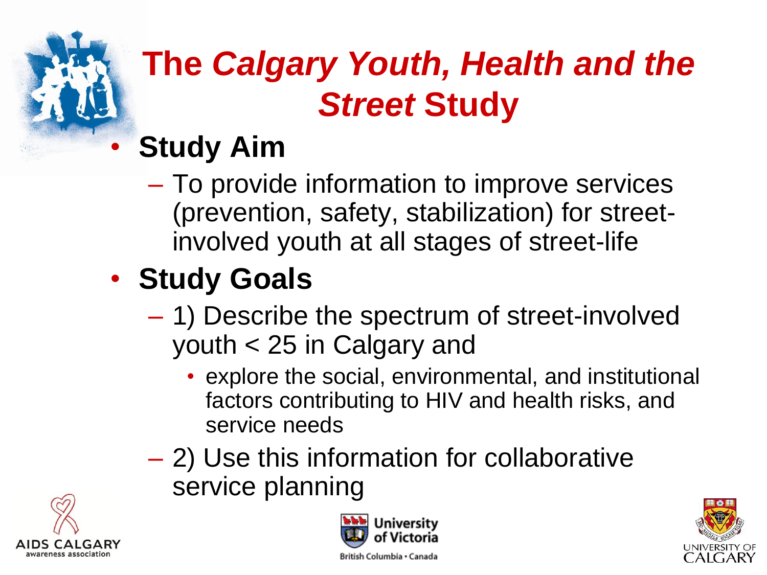# The *Calgary Youth, Health and the Street* Study

- **Study Aim**
  - To provide information to improve services (prevention, safety, stabilization) for street-involved youth at all stages of street-life
- **Study Goals**
  - 1) Describe the spectrum of street-involved youth < 25 in Calgary and
    - explore the social, environmental, and institutional factors contributing to HIV and health risks, and service needs
  - 2) Use this information for collaborative service planning

AIDS CALGARY awareness association

University of Victoria British Columbia • Canada

UNIVERSITY OF CALGARY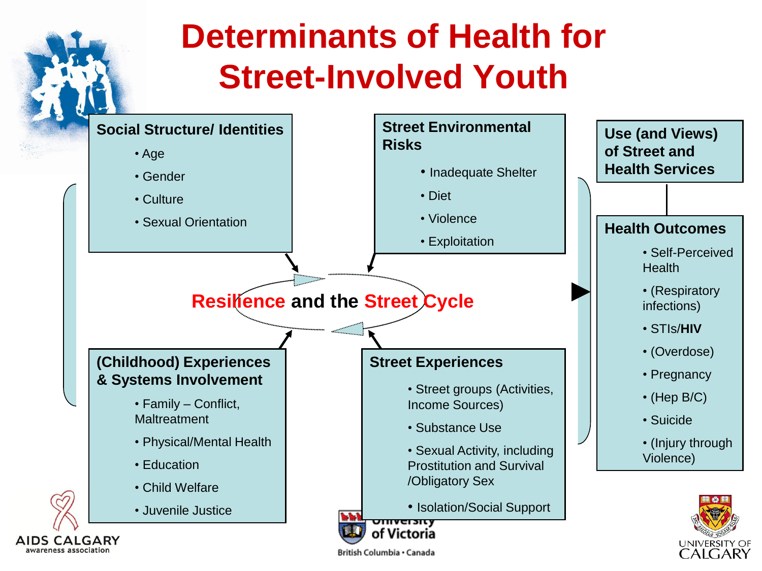# Determinants of Health for Street-Involved Youth

### Social Structure/ Identities

- Age
- Gender
- Culture
- Sexual Orientation

### Street Environmental Risks

- Inadequate Shelter
- Diet
- Violence
- Exploitation

### Use (and Views) of Street and Health Services

**Resilience and the Street Cycle**

### (Childhood) Experiences & Systems Involvement

- Family – Conflict, Maltreatment
- Physical/Mental Health
- Education
- Child Welfare
- Juvenile Justice

### Street Experiences

- Street groups (Activities, Income Sources)
- Substance Use
- Sexual Activity, including Prostitution and Survival /Obligatory Sex
- Isolation/Social Support

### Health Outcomes

- Self-Perceived Health
- (Respiratory infections)
- STIs/**HIV**
- (Overdose)
- Pregnancy
- (Hep B/C)
- Suicide
- (Injury through Violence)

AIDS CALGARY awareness association

University of Victoria
British Columbia • Canada

UNIVERSITY OF CALGARY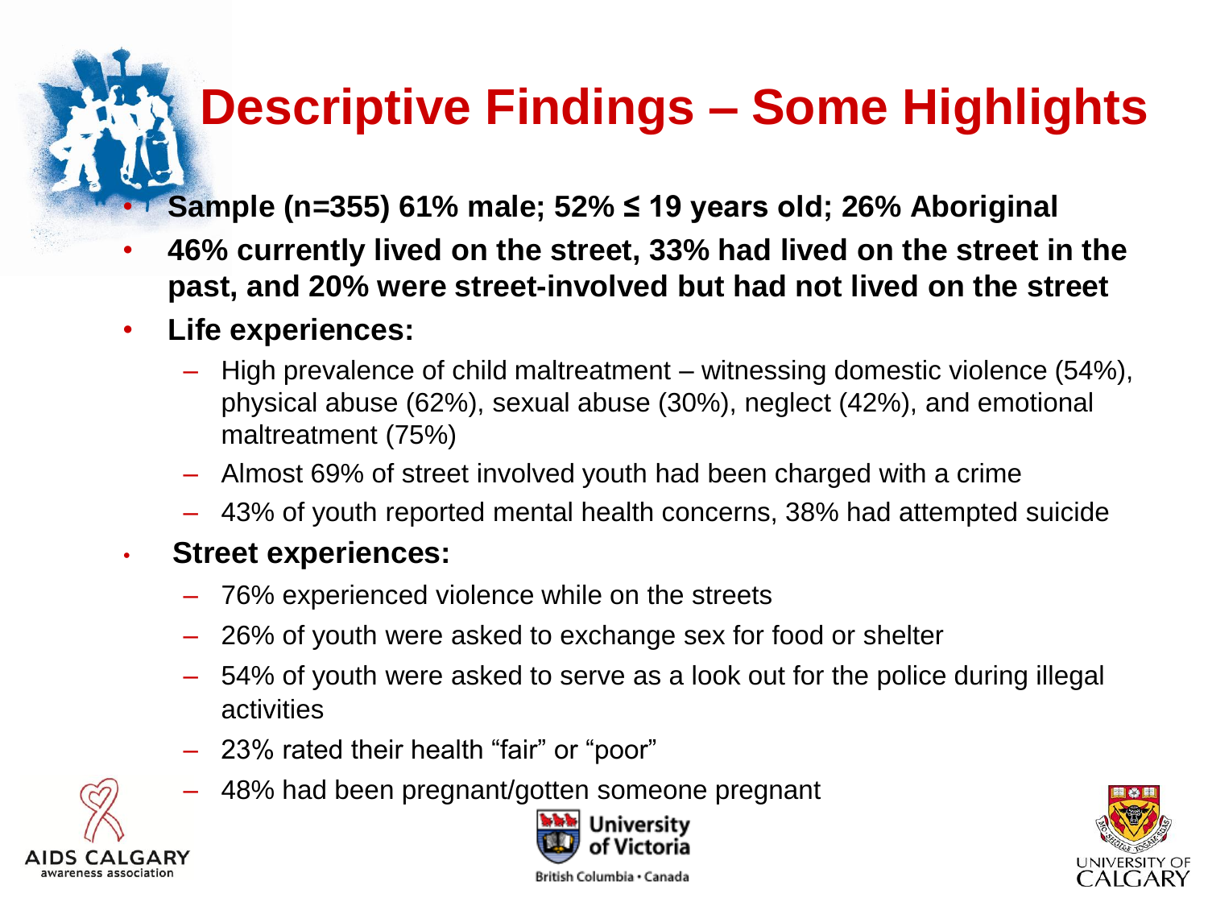# Descriptive Findings – Some Highlights

- **Sample (n=355) 61% male; 52% ≤ 19 years old; 26% Aboriginal**
- **46% currently lived on the street, 33% had lived on the street in the past, and 20% were street-involved but had not lived on the street**
- **Life experiences:**
  - High prevalence of child maltreatment – witnessing domestic violence (54%), physical abuse (62%), sexual abuse (30%), neglect (42%), and emotional maltreatment (75%)
  - Almost 69% of street involved youth had been charged with a crime
  - 43% of youth reported mental health concerns, 38% had attempted suicide
- **Street experiences:**
  - 76% experienced violence while on the streets
  - 26% of youth were asked to exchange sex for food or shelter
  - 54% of youth were asked to serve as a look out for the police during illegal activities
  - 23% rated their health "fair" or "poor"
  - 48% had been pregnant/gotten someone pregnant

AIDS CALGARY awareness association

University of Victoria British Columbia • Canada

UNIVERSITY OF CALGARY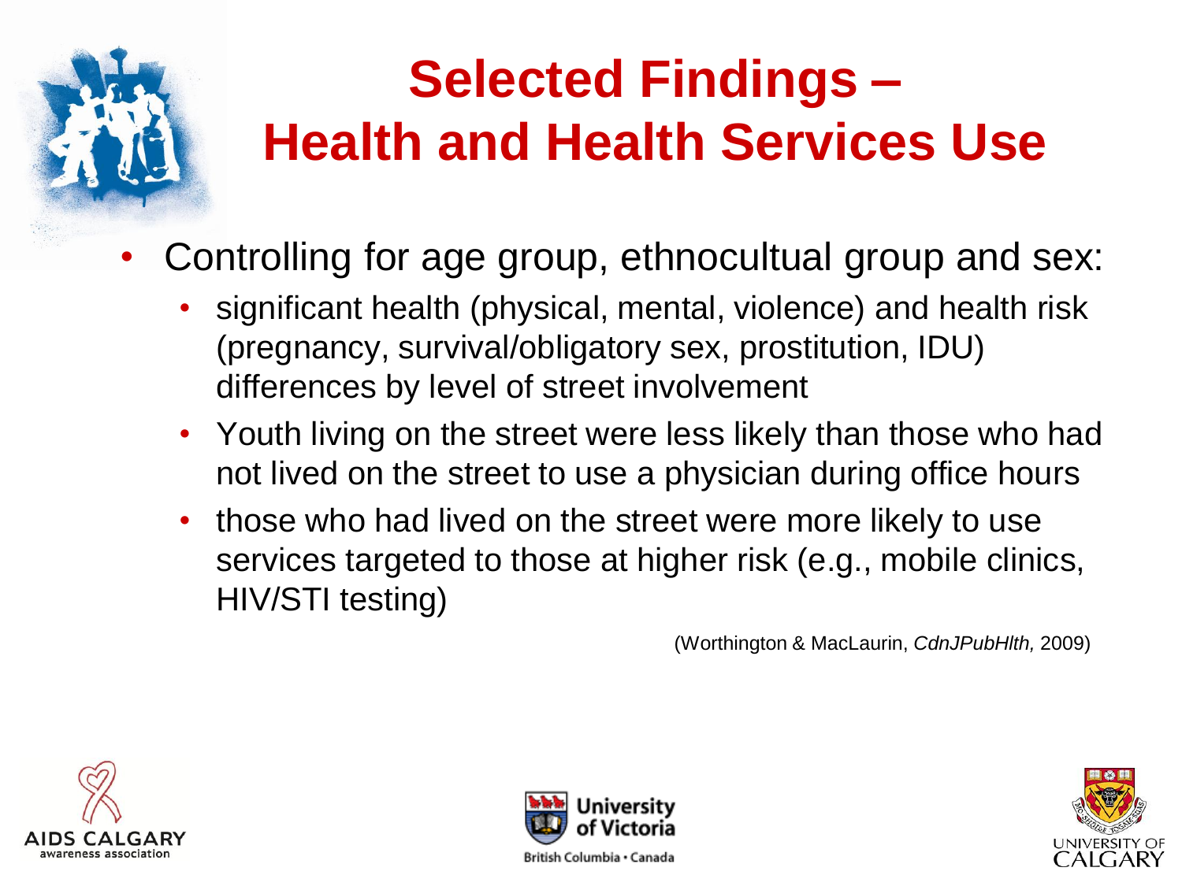# Selected Findings – Health and Health Services Use

- Controlling for age group, ethnocultual group and sex:
  - significant health (physical, mental, violence) and health risk (pregnancy, survival/obligatory sex, prostitution, IDU) differences by level of street involvement
  - Youth living on the street were less likely than those who had not lived on the street to use a physician during office hours
  - those who had lived on the street were more likely to use services targeted to those at higher risk (e.g., mobile clinics, HIV/STI testing)

(Worthington & MacLaurin, *CdnJPubHlth,* 2009)

AIDS CALGARY awareness association

University of Victoria British Columbia • Canada

UNIVERSITY OF CALGARY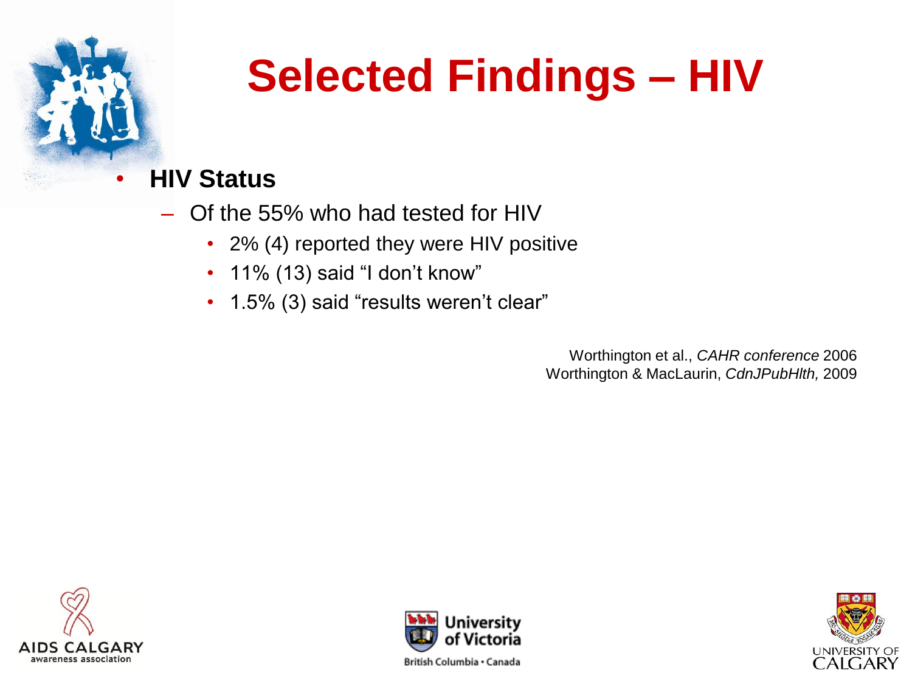# Selected Findings – HIV

- **HIV Status**
  - Of the 55% who had tested for HIV
    - 2% (4) reported they were HIV positive
    - 11% (13) said "I don't know"
    - 1.5% (3) said "results weren't clear"

Worthington et al., *CAHR conference* 2006
Worthington & MacLaurin, *CdnJPubHlth,* 2009

AIDS CALGARY awareness association

University of Victoria British Columbia • Canada

UNIVERSITY OF CALGARY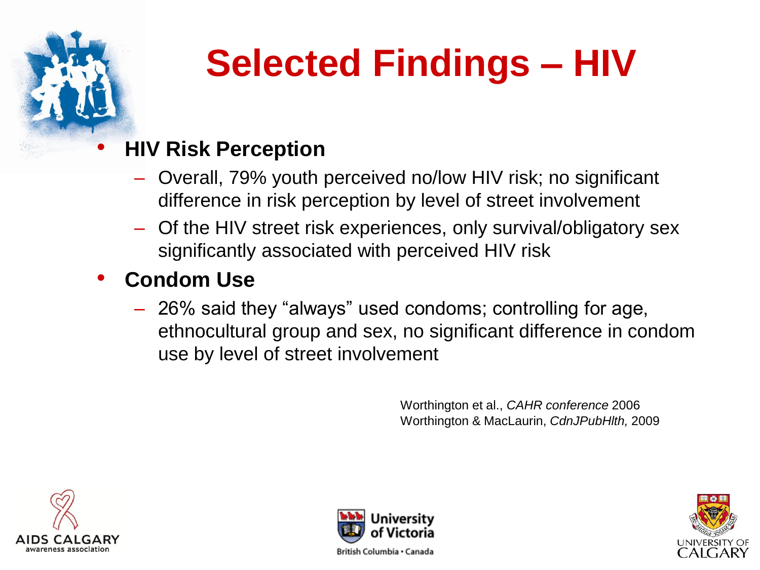# Selected Findings – HIV

- **HIV Risk Perception**
  - Overall, 79% youth perceived no/low HIV risk; no significant difference in risk perception by level of street involvement
  - Of the HIV street risk experiences, only survival/obligatory sex significantly associated with perceived HIV risk
- **Condom Use**
  - 26% said they "always" used condoms; controlling for age, ethnocultural group and sex, no significant difference in condom use by level of street involvement

Worthington et al., *CAHR conference* 2006
Worthington & MacLaurin, *CdnJPubHlth,* 2009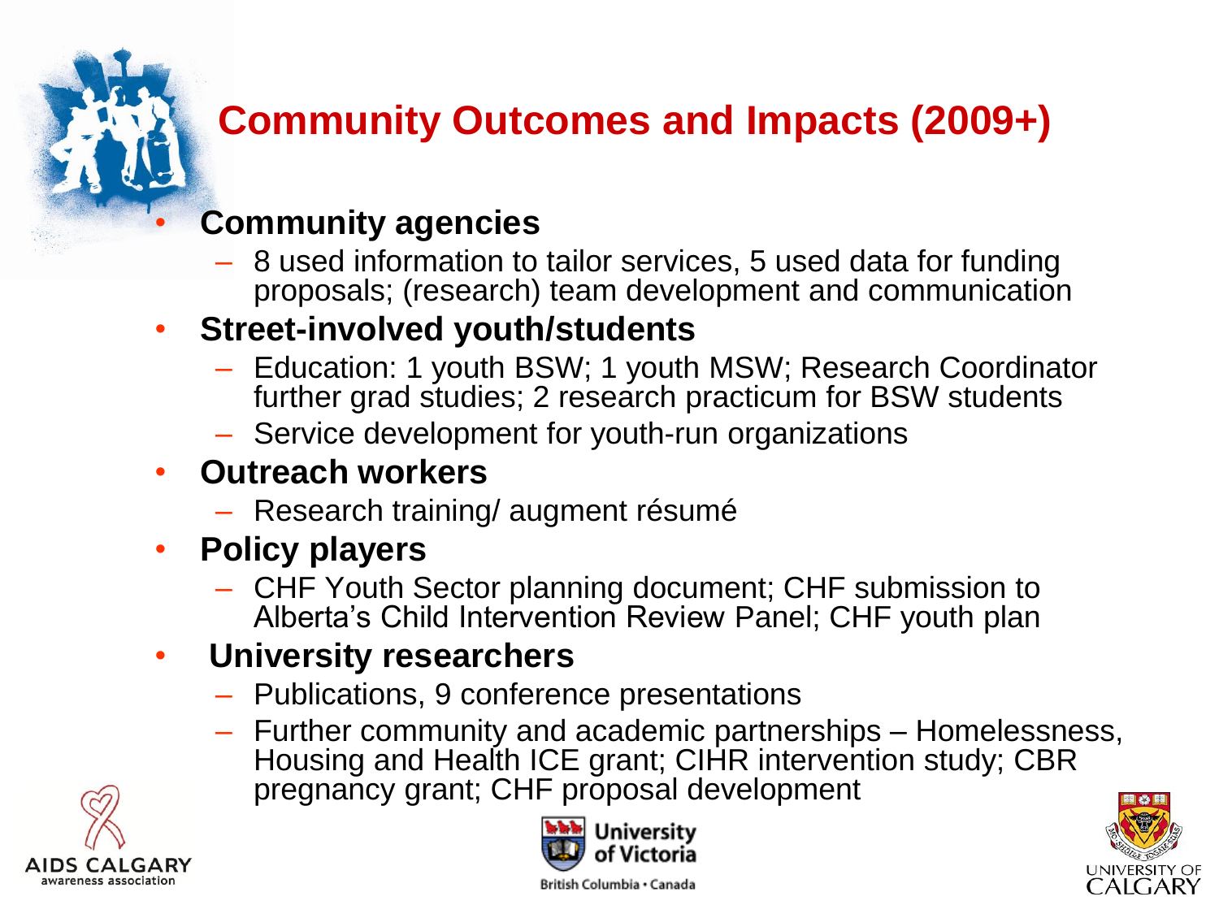# Community Outcomes and Impacts (2009+)

- **Community agencies**
  - 8 used information to tailor services, 5 used data for funding proposals; (research) team development and communication
- **Street-involved youth/students**
  - Education: 1 youth BSW; 1 youth MSW; Research Coordinator further grad studies; 2 research practicum for BSW students
  - Service development for youth-run organizations
- **Outreach workers**
  - Research training/ augment résumé
- **Policy players**
  - CHF Youth Sector planning document; CHF submission to Alberta's Child Intervention Review Panel; CHF youth plan
- **University researchers**
  - Publications, 9 conference presentations
  - Further community and academic partnerships – Homelessness, Housing and Health ICE grant; CIHR intervention study; CBR pregnancy grant; CHF proposal development

AIDS CALGARY awareness association

University of Victoria
British Columbia • Canada

UNIVERSITY OF CALGARY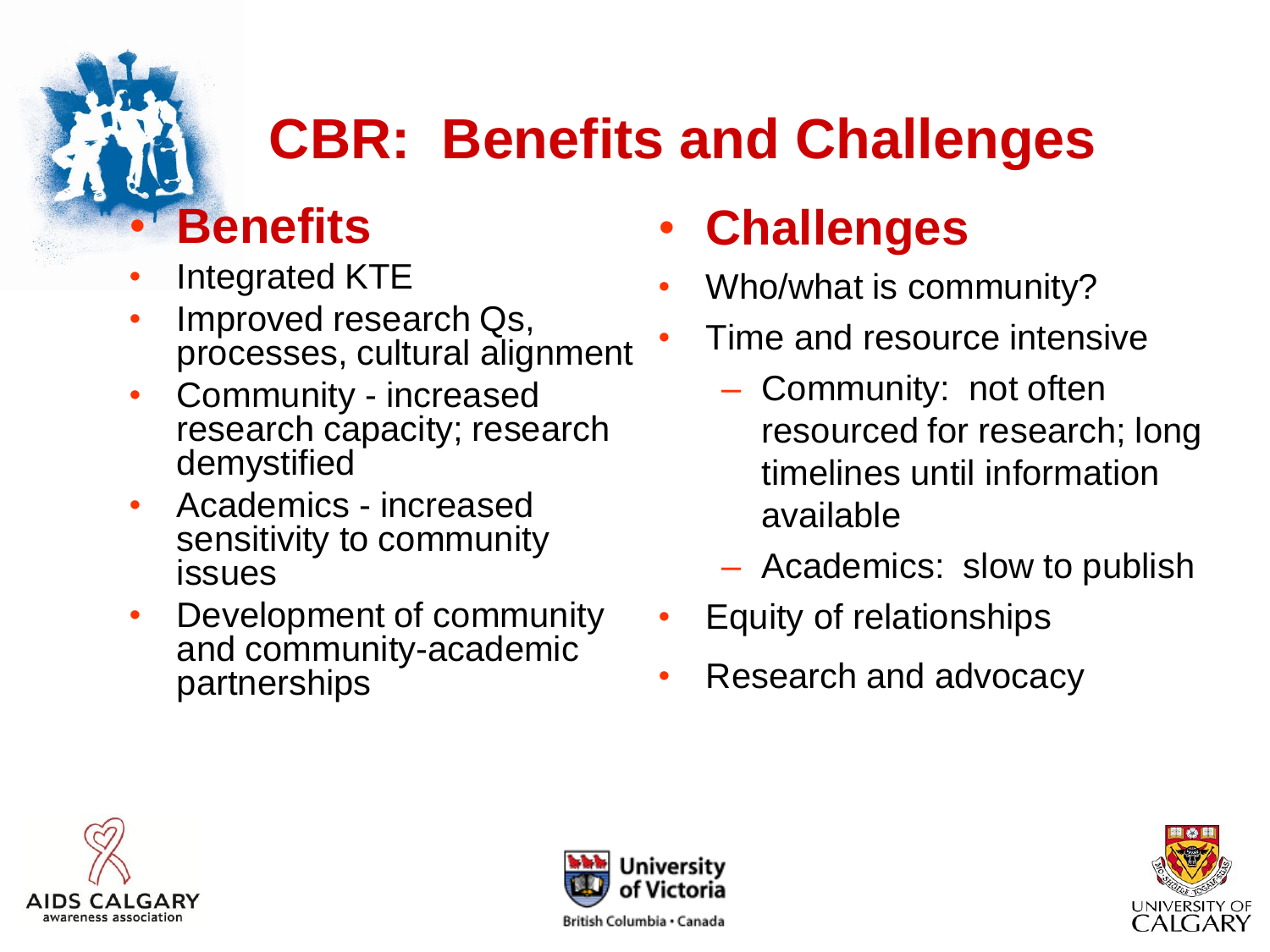# CBR: Benefits and Challenges

## Benefits

- Integrated KTE
- Improved research Qs, processes, cultural alignment
- Community - increased research capacity; research demystified
- Academics - increased sensitivity to community issues
- Development of community and community-academic partnerships

## Challenges

- Who/what is community?
- Time and resource intensive
  - Community: not often resourced for research; long timelines until information available
  - Academics: slow to publish
- Equity of relationships
- Research and advocacy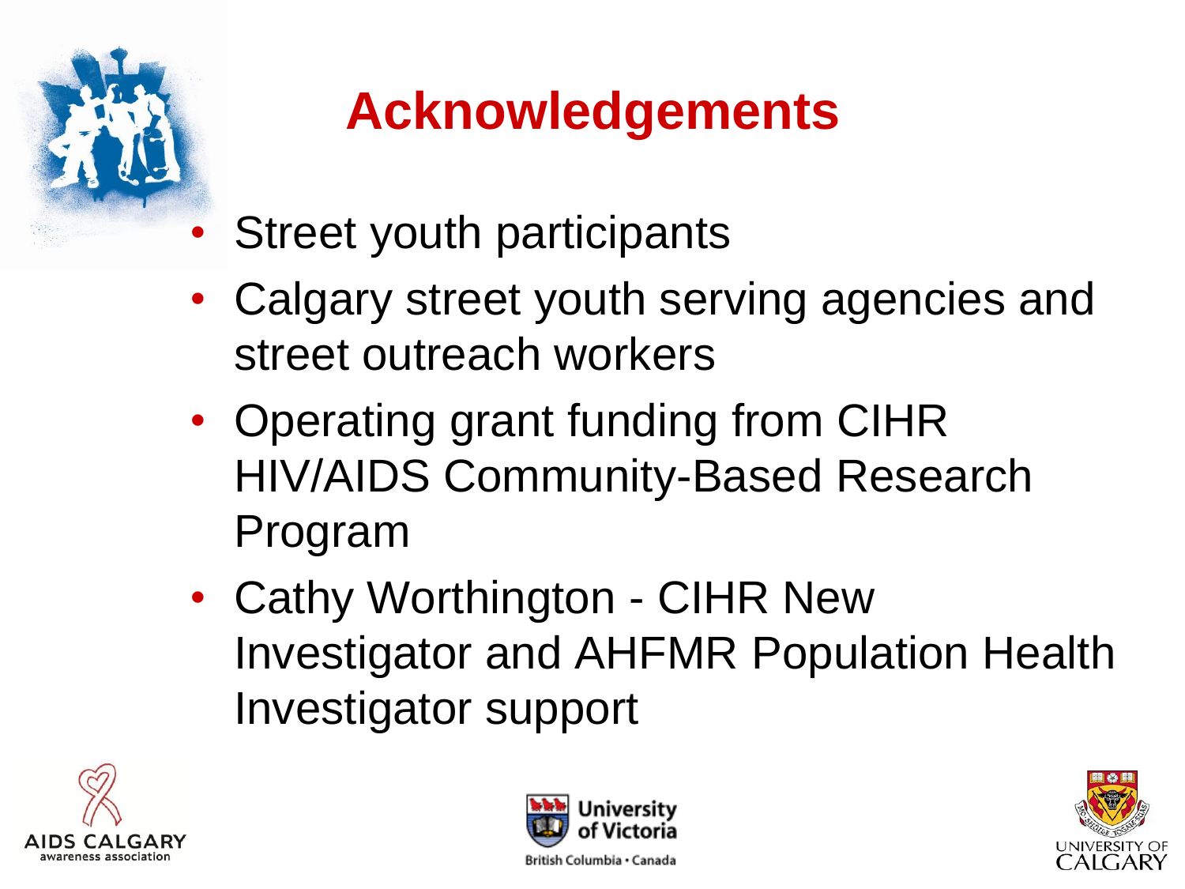# Acknowledgements

- Street youth participants
- Calgary street youth serving agencies and street outreach workers
- Operating grant funding from CIHR HIV/AIDS Community-Based Research Program
- Cathy Worthington - CIHR New Investigator and AHFMR Population Health Investigator support

AIDS CALGARY awareness association

University of Victoria
British Columbia • Canada

UNIVERSITY OF CALGARY